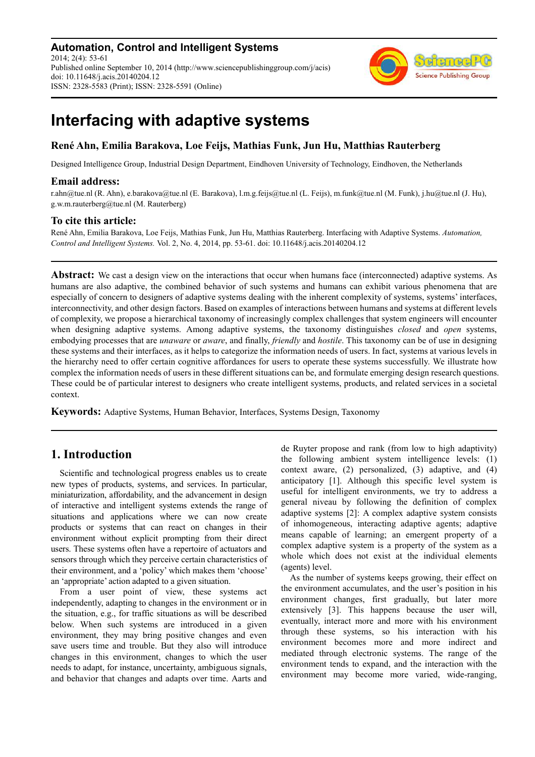**Automation, Control and Intelligent Systems**
2014; 2(4): 53-61
Published online September 10, 2014 (http://www.sciencepublishinggroup.com/j/acis)
doi: 10.11648/j.acis.20140204.12
ISSN: 2328-5583 (Print); ISSN: 2328-5591 (Online)

# Interfacing with adaptive systems

**René Ahn, Emilia Barakova, Loe Feijs, Mathias Funk, Jun Hu, Matthias Rauterberg**

Designed Intelligence Group, Industrial Design Department, Eindhoven University of Technology, Eindhoven, the Netherlands

### Email address:

r.ahn@tue.nl (R. Ahn), e.barakova@tue.nl (E. Barakova), l.m.g.feijs@tue.nl (L. Feijs), m.funk@tue.nl (M. Funk), j.hu@tue.nl (J. Hu), g.w.m.rauterberg@tue.nl (M. Rauterberg)

### To cite this article:

René Ahn, Emilia Barakova, Loe Feijs, Mathias Funk, Jun Hu, Matthias Rauterberg. Interfacing with Adaptive Systems. *Automation, Control and Intelligent Systems.* Vol. 2, No. 4, 2014, pp. 53-61. doi: 10.11648/j.acis.20140204.12

---

**Abstract:** We cast a design view on the interactions that occur when humans face (interconnected) adaptive systems. As humans are also adaptive, the combined behavior of such systems and humans can exhibit various phenomena that are especially of concern to designers of adaptive systems dealing with the inherent complexity of systems, systems' interfaces, interconnectivity, and other design factors. Based on examples of interactions between humans and systems at different levels of complexity, we propose a hierarchical taxonomy of increasingly complex challenges that system engineers will encounter when designing adaptive systems. Among adaptive systems, the taxonomy distinguishes *closed* and *open* systems, embodying processes that are *unaware* or *aware*, and finally, *friendly* and *hostile*. This taxonomy can be of use in designing these systems and their interfaces, as it helps to categorize the information needs of users. In fact, systems at various levels in the hierarchy need to offer certain cognitive affordances for users to operate these systems successfully. We illustrate how complex the information needs of users in these different situations can be, and formulate emerging design research questions. These could be of particular interest to designers who create intelligent systems, products, and related services in a societal context.

**Keywords:** Adaptive Systems, Human Behavior, Interfaces, Systems Design, Taxonomy

---

## 1. Introduction

Scientific and technological progress enables us to create new types of products, systems, and services. In particular, miniaturization, affordability, and the advancement in design of interactive and intelligent systems extends the range of situations and applications where we can now create products or systems that can react on changes in their environment without explicit prompting from their direct users. These systems often have a repertoire of actuators and sensors through which they perceive certain characteristics of their environment, and a 'policy' which makes them 'choose' an 'appropriate' action adapted to a given situation.

From a user point of view, these systems act independently, adapting to changes in the environment or in the situation, e.g., for traffic situations as will be described below. When such systems are introduced in a given environment, they may bring positive changes and even save users time and trouble. But they also will introduce changes in this environment, changes to which the user needs to adapt, for instance, uncertainty, ambiguous signals, and behavior that changes and adapts over time. Aarts and de Ruyter propose and rank (from low to high adaptivity) the following ambient system intelligence levels: (1) context aware, (2) personalized, (3) adaptive, and (4) anticipatory [1]. Although this specific level system is useful for intelligent environments, we try to address a general niveau by following the definition of complex adaptive systems [2]: A complex adaptive system consists of inhomogeneous, interacting adaptive agents; adaptive means capable of learning; an emergent property of a complex adaptive system is a property of the system as a whole which does not exist at the individual elements (agents) level.

As the number of systems keeps growing, their effect on the environment accumulates, and the user's position in his environment changes, first gradually, but later more extensively [3]. This happens because the user will, eventually, interact more and more with his environment through these systems, so his interaction with his environment becomes more and more indirect and mediated through electronic systems. The range of the environment tends to expand, and the interaction with the environment may become more varied, wide-ranging,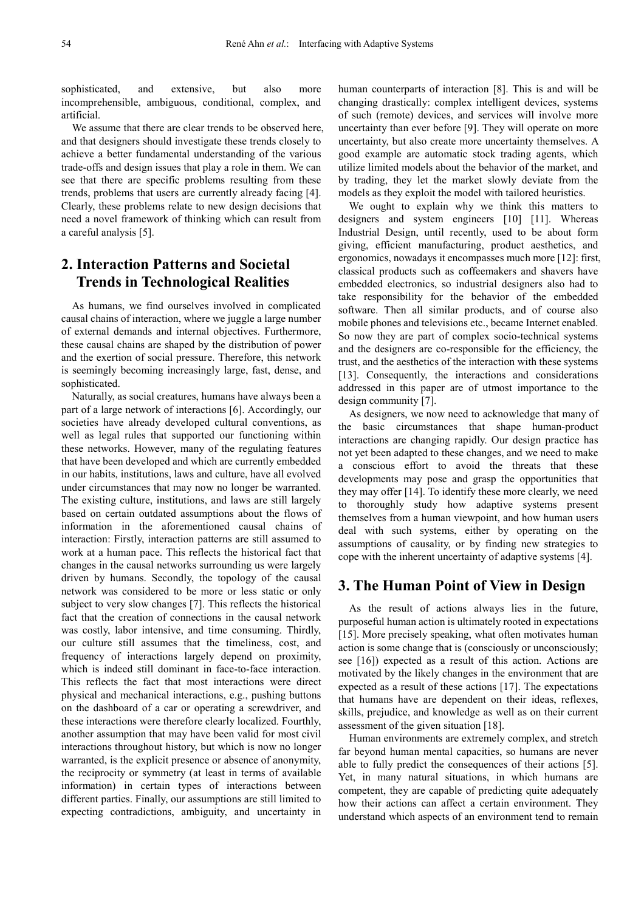sophisticated, and extensive, but also more incomprehensible, ambiguous, conditional, complex, and artificial.

We assume that there are clear trends to be observed here, and that designers should investigate these trends closely to achieve a better fundamental understanding of the various trade-offs and design issues that play a role in them. We can see that there are specific problems resulting from these trends, problems that users are currently already facing [4]. Clearly, these problems relate to new design decisions that need a novel framework of thinking which can result from a careful analysis [5].

## 2. Interaction Patterns and Societal Trends in Technological Realities

As humans, we find ourselves involved in complicated causal chains of interaction, where we juggle a large number of external demands and internal objectives. Furthermore, these causal chains are shaped by the distribution of power and the exertion of social pressure. Therefore, this network is seemingly becoming increasingly large, fast, dense, and sophisticated.

Naturally, as social creatures, humans have always been a part of a large network of interactions [6]. Accordingly, our societies have already developed cultural conventions, as well as legal rules that supported our functioning within these networks. However, many of the regulating features that have been developed and which are currently embedded in our habits, institutions, laws and culture, have all evolved under circumstances that may now no longer be warranted. The existing culture, institutions, and laws are still largely based on certain outdated assumptions about the flows of information in the aforementioned causal chains of interaction: Firstly, interaction patterns are still assumed to work at a human pace. This reflects the historical fact that changes in the causal networks surrounding us were largely driven by humans. Secondly, the topology of the causal network was considered to be more or less static or only subject to very slow changes [7]. This reflects the historical fact that the creation of connections in the causal network was costly, labor intensive, and time consuming. Thirdly, our culture still assumes that the timeliness, cost, and frequency of interactions largely depend on proximity, which is indeed still dominant in face-to-face interaction. This reflects the fact that most interactions were direct physical and mechanical interactions, e.g., pushing buttons on the dashboard of a car or operating a screwdriver, and these interactions were therefore clearly localized. Fourthly, another assumption that may have been valid for most civil interactions throughout history, but which is now no longer warranted, is the explicit presence or absence of anonymity, the reciprocity or symmetry (at least in terms of available information) in certain types of interactions between different parties. Finally, our assumptions are still limited to expecting contradictions, ambiguity, and uncertainty in human counterparts of interaction [8]. This is and will be changing drastically: complex intelligent devices, systems of such (remote) devices, and services will involve more uncertainty than ever before [9]. They will operate on more uncertainty, but also create more uncertainty themselves. A good example are automatic stock trading agents, which utilize limited models about the behavior of the market, and by trading, they let the market slowly deviate from the models as they exploit the model with tailored heuristics.

We ought to explain why we think this matters to designers and system engineers [10] [11]. Whereas Industrial Design, until recently, used to be about form giving, efficient manufacturing, product aesthetics, and ergonomics, nowadays it encompasses much more [12]: first, classical products such as coffeemakers and shavers have embedded electronics, so industrial designers also had to take responsibility for the behavior of the embedded software. Then all similar products, and of course also mobile phones and televisions etc., became Internet enabled. So now they are part of complex socio-technical systems and the designers are co-responsible for the efficiency, the trust, and the aesthetics of the interaction with these systems [13]. Consequently, the interactions and considerations addressed in this paper are of utmost importance to the design community [7].

As designers, we now need to acknowledge that many of the basic circumstances that shape human-product interactions are changing rapidly. Our design practice has not yet been adapted to these changes, and we need to make a conscious effort to avoid the threats that these developments may pose and grasp the opportunities that they may offer [14]. To identify these more clearly, we need to thoroughly study how adaptive systems present themselves from a human viewpoint, and how human users deal with such systems, either by operating on the assumptions of causality, or by finding new strategies to cope with the inherent uncertainty of adaptive systems [4].

## 3. The Human Point of View in Design

As the result of actions always lies in the future, purposeful human action is ultimately rooted in expectations [15]. More precisely speaking, what often motivates human action is some change that is (consciously or unconsciously; see [16]) expected as a result of this action. Actions are motivated by the likely changes in the environment that are expected as a result of these actions [17]. The expectations that humans have are dependent on their ideas, reflexes, skills, prejudice, and knowledge as well as on their current assessment of the given situation [18].

Human environments are extremely complex, and stretch far beyond human mental capacities, so humans are never able to fully predict the consequences of their actions [5]. Yet, in many natural situations, in which humans are competent, they are capable of predicting quite adequately how their actions can affect a certain environment. They understand which aspects of an environment tend to remain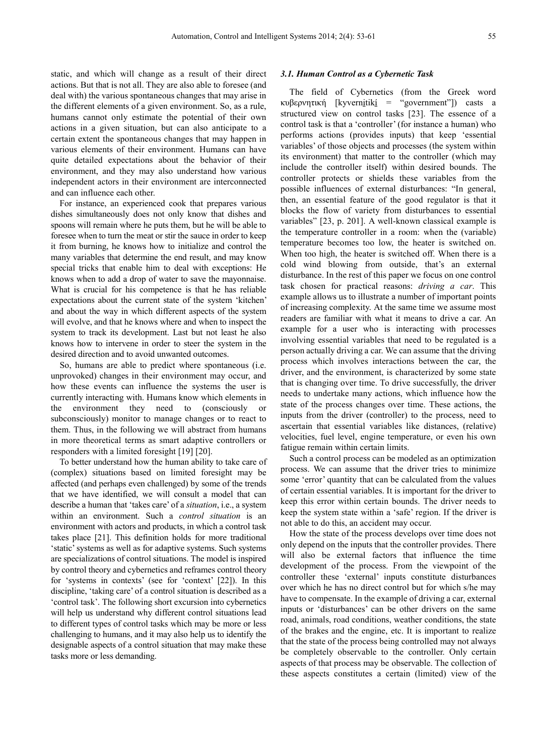static, and which will change as a result of their direct actions. But that is not all. They are also able to foresee (and deal with) the various spontaneous changes that may arise in the different elements of a given environment. So, as a rule, humans cannot only estimate the potential of their own actions in a given situation, but can also anticipate to a certain extent the spontaneous changes that may happen in various elements of their environment. Humans can have quite detailed expectations about the behavior of their environment, and they may also understand how various independent actors in their environment are interconnected and can influence each other.

For instance, an experienced cook that prepares various dishes simultaneously does not only know that dishes and spoons will remain where he puts them, but he will be able to foresee when to turn the meat or stir the sauce in order to keep it from burning, he knows how to initialize and control the many variables that determine the end result, and may know special tricks that enable him to deal with exceptions: He knows when to add a drop of water to save the mayonnaise. What is crucial for his competence is that he has reliable expectations about the current state of the system 'kitchen' and about the way in which different aspects of the system will evolve, and that he knows where and when to inspect the system to track its development. Last but not least he also knows how to intervene in order to steer the system in the desired direction and to avoid unwanted outcomes.

So, humans are able to predict where spontaneous (i.e. unprovoked) changes in their environment may occur, and how these events can influence the systems the user is currently interacting with. Humans know which elements in the environment they need to (consciously or subconsciously) monitor to manage changes or to react to them. Thus, in the following we will abstract from humans in more theoretical terms as smart adaptive controllers or responders with a limited foresight [19] [20].

To better understand how the human ability to take care of (complex) situations based on limited foresight may be affected (and perhaps even challenged) by some of the trends that we have identified, we will consult a model that can describe a human that 'takes care' of a *situation*, i.e., a system within an environment. Such a *control situation* is an environment with actors and products, in which a control task takes place [21]. This definition holds for more traditional 'static' systems as well as for adaptive systems. Such systems are specializations of control situations. The model is inspired by control theory and cybernetics and reframes control theory for 'systems in contexts' (see for 'context' [22]). In this discipline, 'taking care' of a control situation is described as a 'control task'. The following short excursion into cybernetics will help us understand why different control situations lead to different types of control tasks which may be more or less challenging to humans, and it may also help us to identify the designable aspects of a control situation that may make these tasks more or less demanding.

### *3.1. Human Control as a Cybernetic Task*

The field of Cybernetics (from the Greek word κυβερνητική [kyvernitikí = "government"]) casts a structured view on control tasks [23]. The essence of a control task is that a 'controller' (for instance a human) who performs actions (provides inputs) that keep 'essential variables' of those objects and processes (the system within its environment) that matter to the controller (which may include the controller itself) within desired bounds. The controller protects or shields these variables from the possible influences of external disturbances: "In general, then, an essential feature of the good regulator is that it blocks the flow of variety from disturbances to essential variables" [23, p. 201]. A well-known classical example is the temperature controller in a room: when the (variable) temperature becomes too low, the heater is switched on. When too high, the heater is switched off. When there is a cold wind blowing from outside, that's an external disturbance. In the rest of this paper we focus on one control task chosen for practical reasons: *driving a car*. This example allows us to illustrate a number of important points of increasing complexity. At the same time we assume most readers are familiar with what it means to drive a car. An example for a user who is interacting with processes involving essential variables that need to be regulated is a person actually driving a car. We can assume that the driving process which involves interactions between the car, the driver, and the environment, is characterized by some state that is changing over time. To drive successfully, the driver needs to undertake many actions, which influence how the state of the process changes over time. These actions, the inputs from the driver (controller) to the process, need to ascertain that essential variables like distances, (relative) velocities, fuel level, engine temperature, or even his own fatigue remain within certain limits.

Such a control process can be modeled as an optimization process. We can assume that the driver tries to minimize some 'error' quantity that can be calculated from the values of certain essential variables. It is important for the driver to keep this error within certain bounds. The driver needs to keep the system state within a 'safe' region. If the driver is not able to do this, an accident may occur.

How the state of the process develops over time does not only depend on the inputs that the controller provides. There will also be external factors that influence the time development of the process. From the viewpoint of the controller these 'external' inputs constitute disturbances over which he has no direct control but for which s/he may have to compensate. In the example of driving a car, external inputs or 'disturbances' can be other drivers on the same road, animals, road conditions, weather conditions, the state of the brakes and the engine, etc. It is important to realize that the state of the process being controlled may not always be completely observable to the controller. Only certain aspects of that process may be observable. The collection of these aspects constitutes a certain (limited) view of the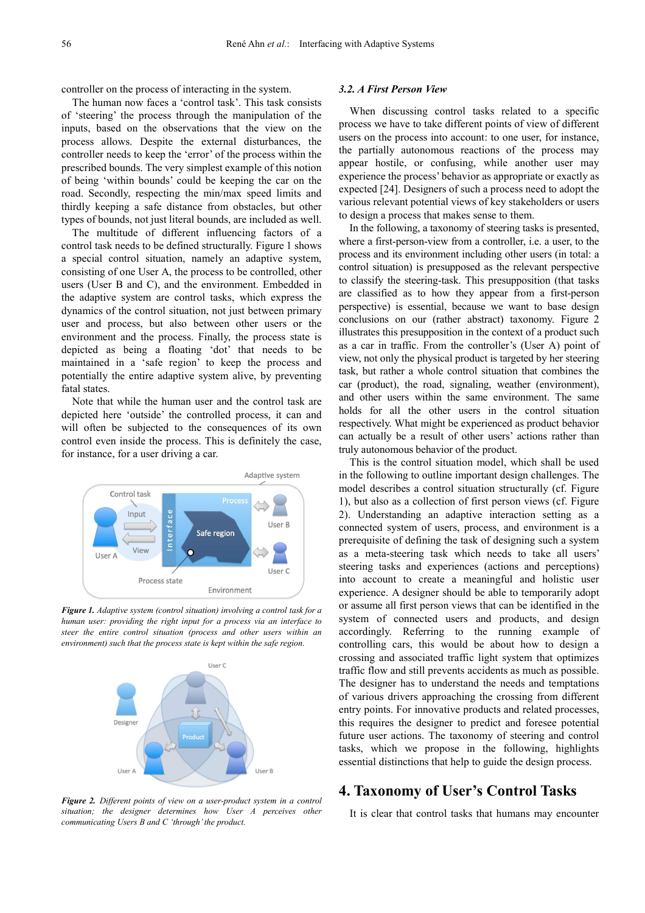controller on the process of interacting in the system.

The human now faces a 'control task'. This task consists of 'steering' the process through the manipulation of the inputs, based on the observations that the view on the process allows. Despite the external disturbances, the controller needs to keep the 'error' of the process within the prescribed bounds. The very simplest example of this notion of being 'within bounds' could be keeping the car on the road. Secondly, respecting the min/max speed limits and thirdly keeping a safe distance from obstacles, but other types of bounds, not just literal bounds, are included as well.

The multitude of different influencing factors of a control task needs to be defined structurally. Figure 1 shows a special control situation, namely an adaptive system, consisting of one User A, the process to be controlled, other users (User B and C), and the environment. Embedded in the adaptive system are control tasks, which express the dynamics of the control situation, not just between primary user and process, but also between other users or the environment and the process. Finally, the process state is depicted as being a floating 'dot' that needs to be maintained in a 'safe region' to keep the process and potentially the entire adaptive system alive, by preventing fatal states.

Note that while the human user and the control task are depicted here 'outside' the controlled process, it can and will often be subjected to the consequences of its own control even inside the process. This is definitely the case, for instance, for a user driving a car.

***Figure 1.*** *Adaptive system (control situation) involving a control task for a human user: providing the right input for a process via an interface to steer the entire control situation (process and other users within an environment) such that the process state is kept within the safe region.*

***Figure 2.*** *Different points of view on a user-product system in a control situation; the designer determines how User A perceives other communicating Users B and C 'through' the product.*

### *3.2. A First Person View*

When discussing control tasks related to a specific process we have to take different points of view of different users on the process into account: to one user, for instance, the partially autonomous reactions of the process may appear hostile, or confusing, while another user may experience the process' behavior as appropriate or exactly as expected [24]. Designers of such a process need to adopt the various relevant potential views of key stakeholders or users to design a process that makes sense to them.

In the following, a taxonomy of steering tasks is presented, where a first-person-view from a controller, i.e. a user, to the process and its environment including other users (in total: a control situation) is presupposed as the relevant perspective to classify the steering-task. This presupposition (that tasks are classified as to how they appear from a first-person perspective) is essential, because we want to base design conclusions on our (rather abstract) taxonomy. Figure 2 illustrates this presupposition in the context of a product such as a car in traffic. From the controller's (User A) point of view, not only the physical product is targeted by her steering task, but rather a whole control situation that combines the car (product), the road, signaling, weather (environment), and other users within the same environment. The same holds for all the other users in the control situation respectively. What might be experienced as product behavior can actually be a result of other users' actions rather than truly autonomous behavior of the product.

This is the control situation model, which shall be used in the following to outline important design challenges. The model describes a control situation structurally (cf. Figure 1), but also as a collection of first person views (cf. Figure 2). Understanding an adaptive interaction setting as a connected system of users, process, and environment is a prerequisite of defining the task of designing such a system as a meta-steering task which needs to take all users' steering tasks and experiences (actions and perceptions) into account to create a meaningful and holistic user experience. A designer should be able to temporarily adopt or assume all first person views that can be identified in the system of connected users and products, and design accordingly. Referring to the running example of controlling cars, this would be about how to design a crossing and associated traffic light system that optimizes traffic flow and still prevents accidents as much as possible. The designer has to understand the needs and temptations of various drivers approaching the crossing from different entry points. For innovative products and related processes, this requires the designer to predict and foresee potential future user actions. The taxonomy of steering and control tasks, which we propose in the following, highlights essential distinctions that help to guide the design process.

## 4. Taxonomy of User's Control Tasks

It is clear that control tasks that humans may encounter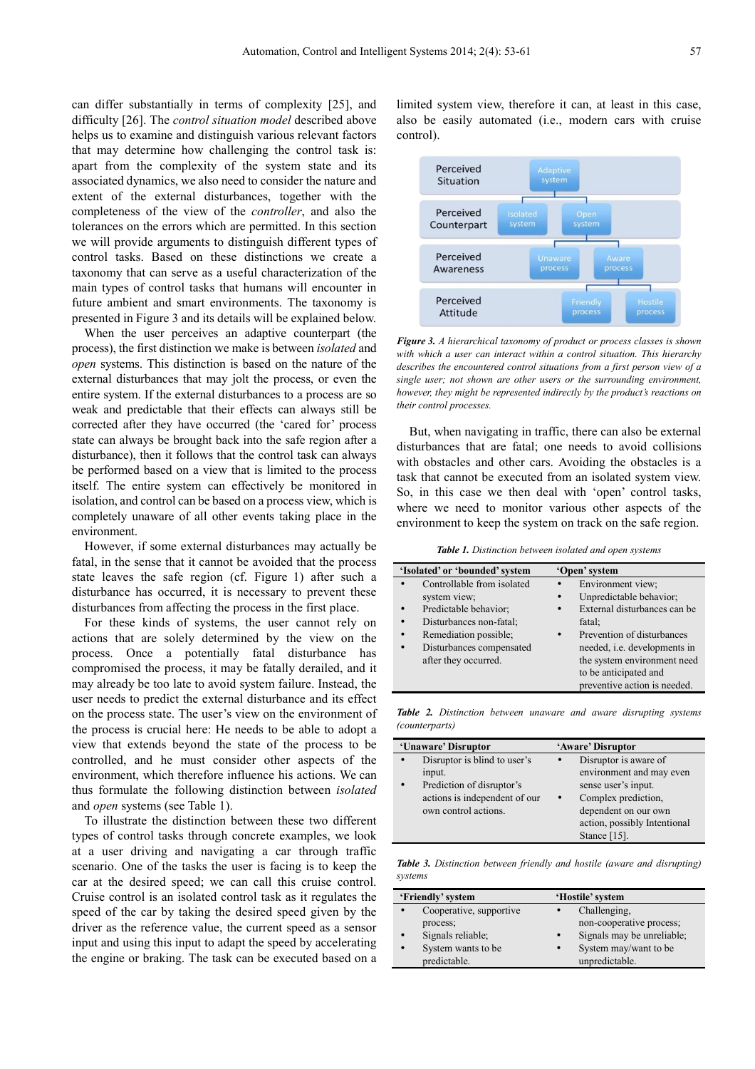can differ substantially in terms of complexity [25], and difficulty [26]. The *control situation model* described above helps us to examine and distinguish various relevant factors that may determine how challenging the control task is: apart from the complexity of the system state and its associated dynamics, we also need to consider the nature and extent of the external disturbances, together with the completeness of the view of the *controller*, and also the tolerances on the errors which are permitted. In this section we will provide arguments to distinguish different types of control tasks. Based on these distinctions we create a taxonomy that can serve as a useful characterization of the main types of control tasks that humans will encounter in future ambient and smart environments. The taxonomy is presented in Figure 3 and its details will be explained below.

When the user perceives an adaptive counterpart (the process), the first distinction we make is between *isolated* and *open* systems. This distinction is based on the nature of the external disturbances that may jolt the process, or even the entire system. If the external disturbances to a process are so weak and predictable that their effects can always still be corrected after they have occurred (the 'cared for' process state can always be brought back into the safe region after a disturbance), then it follows that the control task can always be performed based on a view that is limited to the process itself. The entire system can effectively be monitored in isolation, and control can be based on a process view, which is completely unaware of all other events taking place in the environment.

However, if some external disturbances may actually be fatal, in the sense that it cannot be avoided that the process state leaves the safe region (cf. Figure 1) after such a disturbance has occurred, it is necessary to prevent these disturbances from affecting the process in the first place.

For these kinds of systems, the user cannot rely on actions that are solely determined by the view on the process. Once a potentially fatal disturbance has compromised the process, it may be fatally derailed, and it may already be too late to avoid system failure. Instead, the user needs to predict the external disturbance and its effect on the process state. The user's view on the environment of the process is crucial here: He needs to be able to adopt a view that extends beyond the state of the process to be controlled, and he must consider other aspects of the environment, which therefore influence his actions. We can thus formulate the following distinction between *isolated* and *open* systems (see Table 1).

To illustrate the distinction between these two different types of control tasks through concrete examples, we look at a user driving and navigating a car through traffic scenario. One of the tasks the user is facing is to keep the car at the desired speed; we can call this cruise control. Cruise control is an isolated control task as it regulates the speed of the car by taking the desired speed given by the driver as the reference value, the current speed as a sensor input and using this input to adapt the speed by accelerating the engine or braking. The task can be executed based on a limited system view, therefore it can, at least in this case, also be easily automated (i.e., modern cars with cruise control).

| Perceived Situation | Adaptive system | |
|---|---|---|
| Perceived Counterpart | Isolated system | Open system |
| Perceived Awareness | Unaware process | Aware process |
| Perceived Attitude | Friendly process | Hostile process |

***Figure 3.*** *A hierarchical taxonomy of product or process classes is shown with which a user can interact within a control situation. This hierarchy describes the encountered control situations from a first person view of a single user; not shown are other users or the surrounding environment, however, they might be represented indirectly by the product's reactions on their control processes.*

But, when navigating in traffic, there can also be external disturbances that are fatal; one needs to avoid collisions with obstacles and other cars. Avoiding the obstacles is a task that cannot be executed from an isolated system view. So, in this case we then deal with 'open' control tasks, where we need to monitor various other aspects of the environment to keep the system on track on the safe region.

***Table 1.*** *Distinction between isolated and open systems*

| 'Isolated' or 'bounded' system | 'Open' system |
|---|---|
| • Controllable from isolated system view;<br>• Predictable behavior;<br>• Disturbances non-fatal;<br>• Remediation possible;<br>• Disturbances compensated after they occurred. | • Environment view;<br>• Unpredictable behavior;<br>• External disturbances can be fatal;<br>• Prevention of disturbances needed, i.e. developments in the system environment need to be anticipated and preventive action is needed. |

***Table 2.*** *Distinction between unaware and aware disrupting systems (counterparts)*

| 'Unaware' Disruptor | 'Aware' Disruptor |
|---|---|
| • Disruptor is blind to user's input.<br>• Prediction of disruptor's actions is independent of our own control actions. | • Disruptor is aware of environment and may even sense user's input.<br>• Complex prediction, dependent on our own action, possibly Intentional Stance [15]. |

***Table 3.*** *Distinction between friendly and hostile (aware and disrupting) systems*

| 'Friendly' system | 'Hostile' system |
|---|---|
| • Cooperative, supportive process;<br>• Signals reliable;<br>• System wants to be predictable. | • Challenging, non-cooperative process;<br>• Signals may be unreliable;<br>• System may/want to be unpredictable. |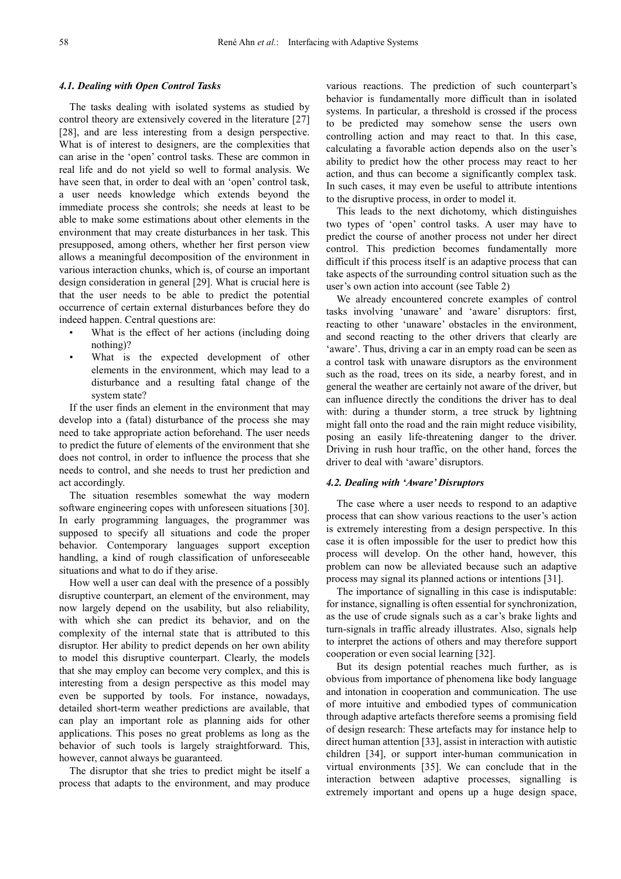### *4.1. Dealing with Open Control Tasks*

The tasks dealing with isolated systems as studied by control theory are extensively covered in the literature [27] [28], and are less interesting from a design perspective. What is of interest to designers, are the complexities that can arise in the 'open' control tasks. These are common in real life and do not yield so well to formal analysis. We have seen that, in order to deal with an 'open' control task, a user needs knowledge which extends beyond the immediate process she controls; she needs at least to be able to make some estimations about other elements in the environment that may create disturbances in her task. This presupposed, among others, whether her first person view allows a meaningful decomposition of the environment in various interaction chunks, which is, of course an important design consideration in general [29]. What is crucial here is that the user needs to be able to predict the potential occurrence of certain external disturbances before they do indeed happen. Central questions are:

- What is the effect of her actions (including doing nothing)?
- What is the expected development of other elements in the environment, which may lead to a disturbance and a resulting fatal change of the system state?

If the user finds an element in the environment that may develop into a (fatal) disturbance of the process she may need to take appropriate action beforehand. The user needs to predict the future of elements of the environment that she does not control, in order to influence the process that she needs to control, and she needs to trust her prediction and act accordingly.

The situation resembles somewhat the way modern software engineering copes with unforeseen situations [30]. In early programming languages, the programmer was supposed to specify all situations and code the proper behavior. Contemporary languages support exception handling, a kind of rough classification of unforeseeable situations and what to do if they arise.

How well a user can deal with the presence of a possibly disruptive counterpart, an element of the environment, may now largely depend on the usability, but also reliability, with which she can predict its behavior, and on the complexity of the internal state that is attributed to this disruptor. Her ability to predict depends on her own ability to model this disruptive counterpart. Clearly, the models that she may employ can become very complex, and this is interesting from a design perspective as this model may even be supported by tools. For instance, nowadays, detailed short-term weather predictions are available, that can play an important role as planning aids for other applications. This poses no great problems as long as the behavior of such tools is largely straightforward. This, however, cannot always be guaranteed.

The disruptor that she tries to predict might be itself a process that adapts to the environment, and may produce various reactions. The prediction of such counterpart's behavior is fundamentally more difficult than in isolated systems. In particular, a threshold is crossed if the process to be predicted may somehow sense the users own controlling action and may react to that. In this case, calculating a favorable action depends also on the user's ability to predict how the other process may react to her action, and thus can become a significantly complex task. In such cases, it may even be useful to attribute intentions to the disruptive process, in order to model it.

This leads to the next dichotomy, which distinguishes two types of 'open' control tasks. A user may have to predict the course of another process not under her direct control. This prediction becomes fundamentally more difficult if this process itself is an adaptive process that can take aspects of the surrounding control situation such as the user's own action into account (see Table 2)

We already encountered concrete examples of control tasks involving 'unaware' and 'aware' disruptors: first, reacting to other 'unaware' obstacles in the environment, and second reacting to the other drivers that clearly are 'aware'. Thus, driving a car in an empty road can be seen as a control task with unaware disruptors as the environment such as the road, trees on its side, a nearby forest, and in general the weather are certainly not aware of the driver, but can influence directly the conditions the driver has to deal with: during a thunder storm, a tree struck by lightning might fall onto the road and the rain might reduce visibility, posing an easily life-threatening danger to the driver. Driving in rush hour traffic, on the other hand, forces the driver to deal with 'aware' disruptors.

### *4.2. Dealing with 'Aware' Disruptors*

The case where a user needs to respond to an adaptive process that can show various reactions to the user's action is extremely interesting from a design perspective. In this case it is often impossible for the user to predict how this process will develop. On the other hand, however, this problem can now be alleviated because such an adaptive process may signal its planned actions or intentions [31].

The importance of signalling in this case is indisputable: for instance, signalling is often essential for synchronization, as the use of crude signals such as a car's brake lights and turn-signals in traffic already illustrates. Also, signals help to interpret the actions of others and may therefore support cooperation or even social learning [32].

But its design potential reaches much further, as is obvious from importance of phenomena like body language and intonation in cooperation and communication. The use of more intuitive and embodied types of communication through adaptive artefacts therefore seems a promising field of design research: These artefacts may for instance help to direct human attention [33], assist in interaction with autistic children [34], or support inter-human communication in virtual environments [35]. We can conclude that in the interaction between adaptive processes, signalling is extremely important and opens up a huge design space,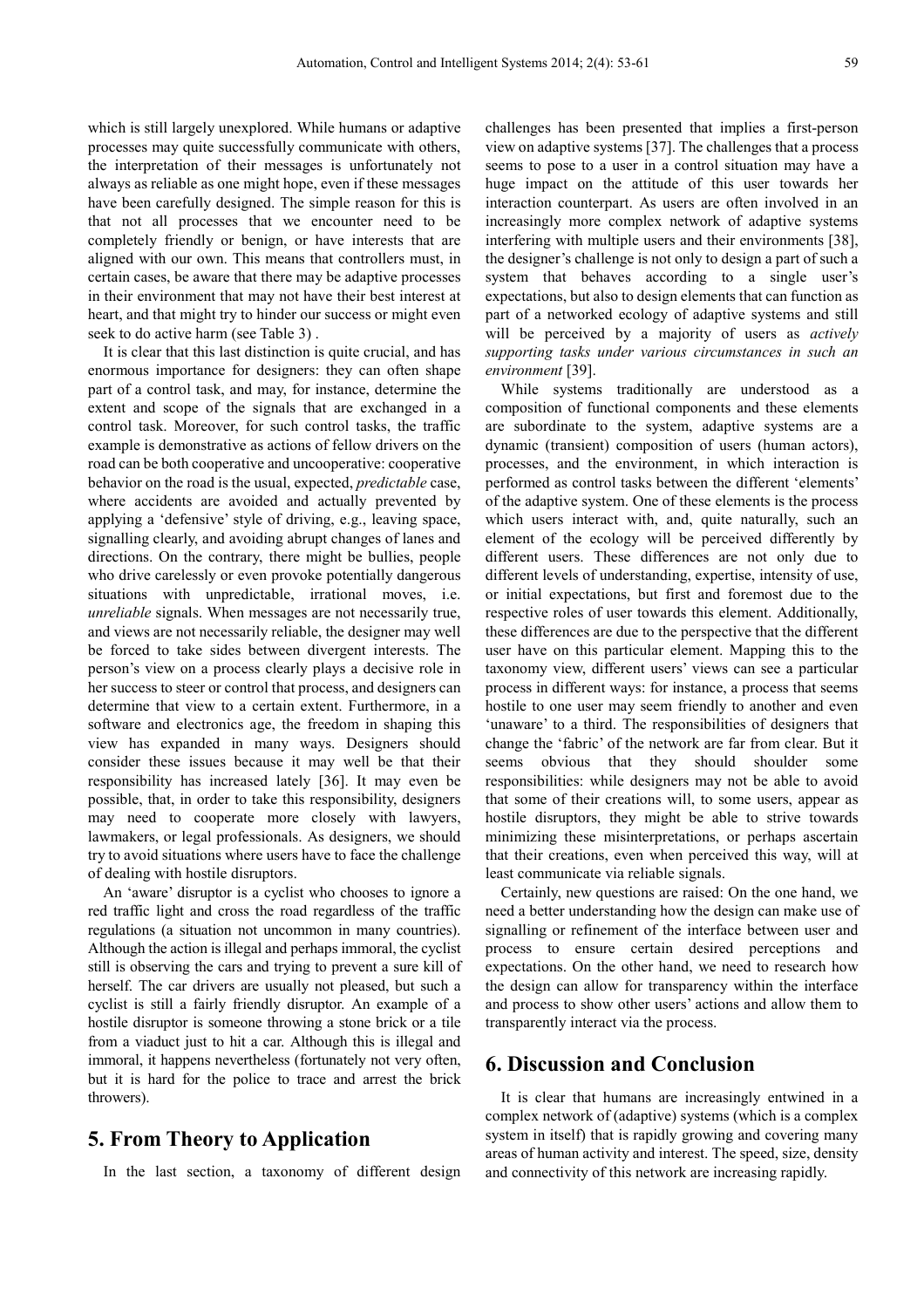which is still largely unexplored. While humans or adaptive processes may quite successfully communicate with others, the interpretation of their messages is unfortunately not always as reliable as one might hope, even if these messages have been carefully designed. The simple reason for this is that not all processes that we encounter need to be completely friendly or benign, or have interests that are aligned with our own. This means that controllers must, in certain cases, be aware that there may be adaptive processes in their environment that may not have their best interest at heart, and that might try to hinder our success or might even seek to do active harm (see Table 3) .

It is clear that this last distinction is quite crucial, and has enormous importance for designers: they can often shape part of a control task, and may, for instance, determine the extent and scope of the signals that are exchanged in a control task. Moreover, for such control tasks, the traffic example is demonstrative as actions of fellow drivers on the road can be both cooperative and uncooperative: cooperative behavior on the road is the usual, expected, *predictable* case, where accidents are avoided and actually prevented by applying a 'defensive' style of driving, e.g., leaving space, signalling clearly, and avoiding abrupt changes of lanes and directions. On the contrary, there might be bullies, people who drive carelessly or even provoke potentially dangerous situations with unpredictable, irrational moves, i.e. *unreliable* signals. When messages are not necessarily true, and views are not necessarily reliable, the designer may well be forced to take sides between divergent interests. The person's view on a process clearly plays a decisive role in her success to steer or control that process, and designers can determine that view to a certain extent. Furthermore, in a software and electronics age, the freedom in shaping this view has expanded in many ways. Designers should consider these issues because it may well be that their responsibility has increased lately [36]. It may even be possible, that, in order to take this responsibility, designers may need to cooperate more closely with lawyers, lawmakers, or legal professionals. As designers, we should try to avoid situations where users have to face the challenge of dealing with hostile disruptors.

An 'aware' disruptor is a cyclist who chooses to ignore a red traffic light and cross the road regardless of the traffic regulations (a situation not uncommon in many countries). Although the action is illegal and perhaps immoral, the cyclist still is observing the cars and trying to prevent a sure kill of herself. The car drivers are usually not pleased, but such a cyclist is still a fairly friendly disruptor. An example of a hostile disruptor is someone throwing a stone brick or a tile from a viaduct just to hit a car. Although this is illegal and immoral, it happens nevertheless (fortunately not very often, but it is hard for the police to trace and arrest the brick throwers).

## 5. From Theory to Application

In the last section, a taxonomy of different design challenges has been presented that implies a first-person view on adaptive systems [37]. The challenges that a process seems to pose to a user in a control situation may have a huge impact on the attitude of this user towards her interaction counterpart. As users are often involved in an increasingly more complex network of adaptive systems interfering with multiple users and their environments [38], the designer's challenge is not only to design a part of such a system that behaves according to a single user's expectations, but also to design elements that can function as part of a networked ecology of adaptive systems and still will be perceived by a majority of users as *actively supporting tasks under various circumstances in such an environment* [39].

While systems traditionally are understood as a composition of functional components and these elements are subordinate to the system, adaptive systems are a dynamic (transient) composition of users (human actors), processes, and the environment, in which interaction is performed as control tasks between the different 'elements' of the adaptive system. One of these elements is the process which users interact with, and, quite naturally, such an element of the ecology will be perceived differently by different users. These differences are not only due to different levels of understanding, expertise, intensity of use, or initial expectations, but first and foremost due to the respective roles of user towards this element. Additionally, these differences are due to the perspective that the different user have on this particular element. Mapping this to the taxonomy view, different users' views can see a particular process in different ways: for instance, a process that seems hostile to one user may seem friendly to another and even 'unaware' to a third. The responsibilities of designers that change the 'fabric' of the network are far from clear. But it seems obvious that they should shoulder some responsibilities: while designers may not be able to avoid that some of their creations will, to some users, appear as hostile disruptors, they might be able to strive towards minimizing these misinterpretations, or perhaps ascertain that their creations, even when perceived this way, will at least communicate via reliable signals.

Certainly, new questions are raised: On the one hand, we need a better understanding how the design can make use of signalling or refinement of the interface between user and process to ensure certain desired perceptions and expectations. On the other hand, we need to research how the design can allow for transparency within the interface and process to show other users' actions and allow them to transparently interact via the process.

## 6. Discussion and Conclusion

It is clear that humans are increasingly entwined in a complex network of (adaptive) systems (which is a complex system in itself) that is rapidly growing and covering many areas of human activity and interest. The speed, size, density and connectivity of this network are increasing rapidly.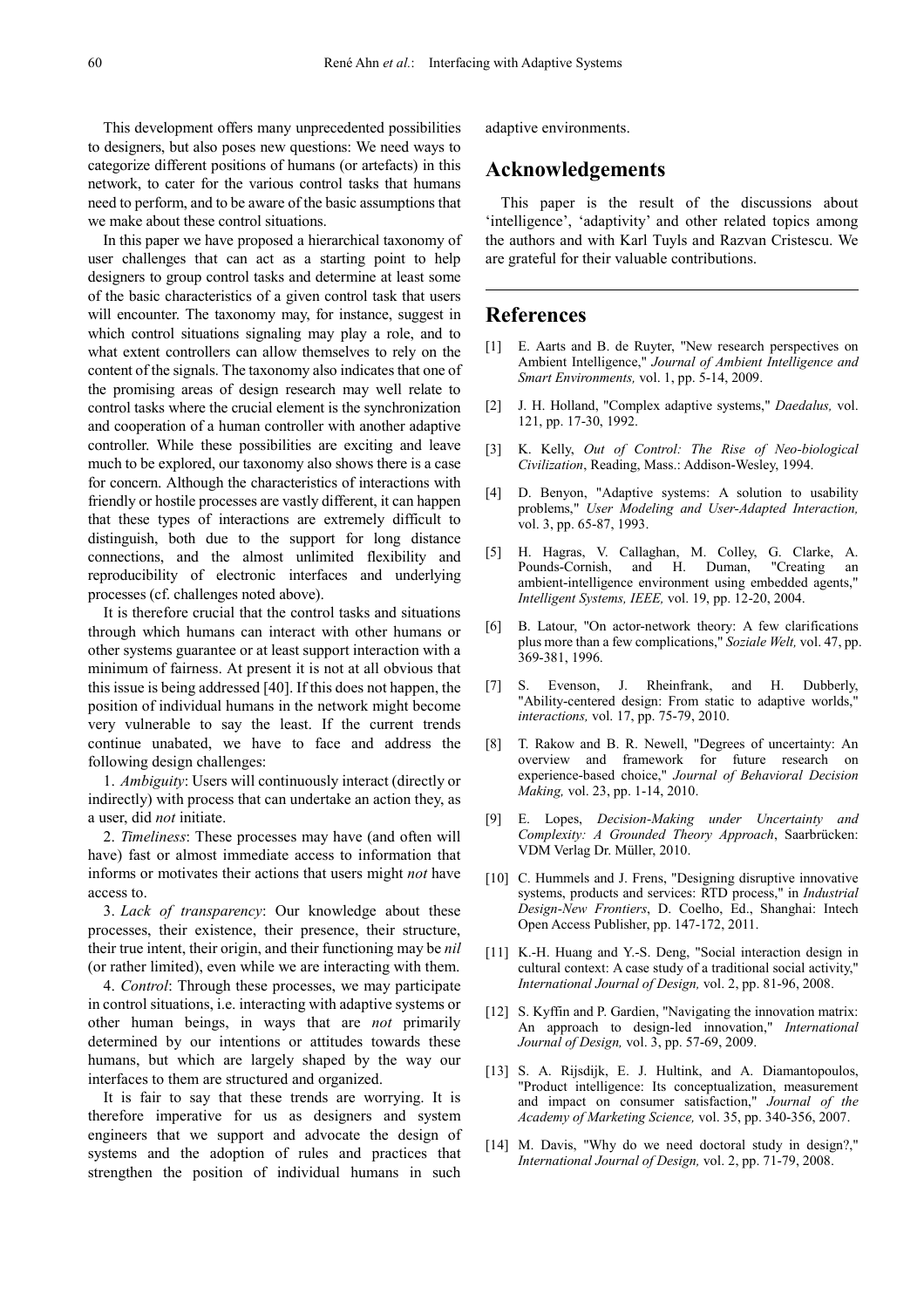This development offers many unprecedented possibilities to designers, but also poses new questions: We need ways to categorize different positions of humans (or artefacts) in this network, to cater for the various control tasks that humans need to perform, and to be aware of the basic assumptions that we make about these control situations.

In this paper we have proposed a hierarchical taxonomy of user challenges that can act as a starting point to help designers to group control tasks and determine at least some of the basic characteristics of a given control task that users will encounter. The taxonomy may, for instance, suggest in which control situations signaling may play a role, and to what extent controllers can allow themselves to rely on the content of the signals. The taxonomy also indicates that one of the promising areas of design research may well relate to control tasks where the crucial element is the synchronization and cooperation of a human controller with another adaptive controller. While these possibilities are exciting and leave much to be explored, our taxonomy also shows there is a case for concern. Although the characteristics of interactions with friendly or hostile processes are vastly different, it can happen that these types of interactions are extremely difficult to distinguish, both due to the support for long distance connections, and the almost unlimited flexibility and reproducibility of electronic interfaces and underlying processes (cf. challenges noted above).

It is therefore crucial that the control tasks and situations through which humans can interact with other humans or other systems guarantee or at least support interaction with a minimum of fairness. At present it is not at all obvious that this issue is being addressed [40]. If this does not happen, the position of individual humans in the network might become very vulnerable to say the least. If the current trends continue unabated, we have to face and address the following design challenges:

1. *Ambiguity*: Users will continuously interact (directly or indirectly) with process that can undertake an action they, as a user, did *not* initiate.

2. *Timeliness*: These processes may have (and often will have) fast or almost immediate access to information that informs or motivates their actions that users might *not* have access to.

3. *Lack of transparency*: Our knowledge about these processes, their existence, their presence, their structure, their true intent, their origin, and their functioning may be *nil* (or rather limited), even while we are interacting with them.

4. *Control*: Through these processes, we may participate in control situations, i.e. interacting with adaptive systems or other human beings, in ways that are *not* primarily determined by our intentions or attitudes towards these humans, but which are largely shaped by the way our interfaces to them are structured and organized.

It is fair to say that these trends are worrying. It is therefore imperative for us as designers and system engineers that we support and advocate the design of systems and the adoption of rules and practices that strengthen the position of individual humans in such adaptive environments.

## Acknowledgements

This paper is the result of the discussions about 'intelligence', 'adaptivity' and other related topics among the authors and with Karl Tuyls and Razvan Cristescu. We are grateful for their valuable contributions.

## References

[1] E. Aarts and B. de Ruyter, "New research perspectives on Ambient Intelligence," *Journal of Ambient Intelligence and Smart Environments,* vol. 1, pp. 5-14, 2009.

[2] J. H. Holland, "Complex adaptive systems," *Daedalus,* vol. 121, pp. 17-30, 1992.

[3] K. Kelly, *Out of Control: The Rise of Neo-biological Civilization*, Reading, Mass.: Addison-Wesley, 1994.

[4] D. Benyon, "Adaptive systems: A solution to usability problems," *User Modeling and User-Adapted Interaction,* vol. 3, pp. 65-87, 1993.

[5] H. Hagras, V. Callaghan, M. Colley, G. Clarke, A. Pounds-Cornish, and H. Duman, "Creating an ambient-intelligence environment using embedded agents," *Intelligent Systems, IEEE,* vol. 19, pp. 12-20, 2004.

[6] B. Latour, "On actor-network theory: A few clarifications plus more than a few complications," *Soziale Welt,* vol. 47, pp. 369-381, 1996.

[7] S. Evenson, J. Rheinfrank, and H. Dubberly, "Ability-centered design: From static to adaptive worlds," *interactions,* vol. 17, pp. 75-79, 2010.

[8] T. Rakow and B. R. Newell, "Degrees of uncertainty: An overview and framework for future research on experience-based choice," *Journal of Behavioral Decision Making,* vol. 23, pp. 1-14, 2010.

[9] E. Lopes, *Decision-Making under Uncertainty and Complexity: A Grounded Theory Approach*, Saarbrücken: VDM Verlag Dr. Müller, 2010.

[10] C. Hummels and J. Frens, "Designing disruptive innovative systems, products and services: RTD process," in *Industrial Design-New Frontiers*, D. Coelho, Ed., Shanghai: Intech Open Access Publisher, pp. 147-172, 2011.

[11] K.-H. Huang and Y.-S. Deng, "Social interaction design in cultural context: A case study of a traditional social activity," *International Journal of Design,* vol. 2, pp. 81-96, 2008.

[12] S. Kyffin and P. Gardien, "Navigating the innovation matrix: An approach to design-led innovation," *International Journal of Design,* vol. 3, pp. 57-69, 2009.

[13] S. A. Rijsdijk, E. J. Hultink, and A. Diamantopoulos, "Product intelligence: Its conceptualization, measurement and impact on consumer satisfaction," *Journal of the Academy of Marketing Science,* vol. 35, pp. 340-356, 2007.

[14] M. Davis, "Why do we need doctoral study in design?," *International Journal of Design,* vol. 2, pp. 71-79, 2008.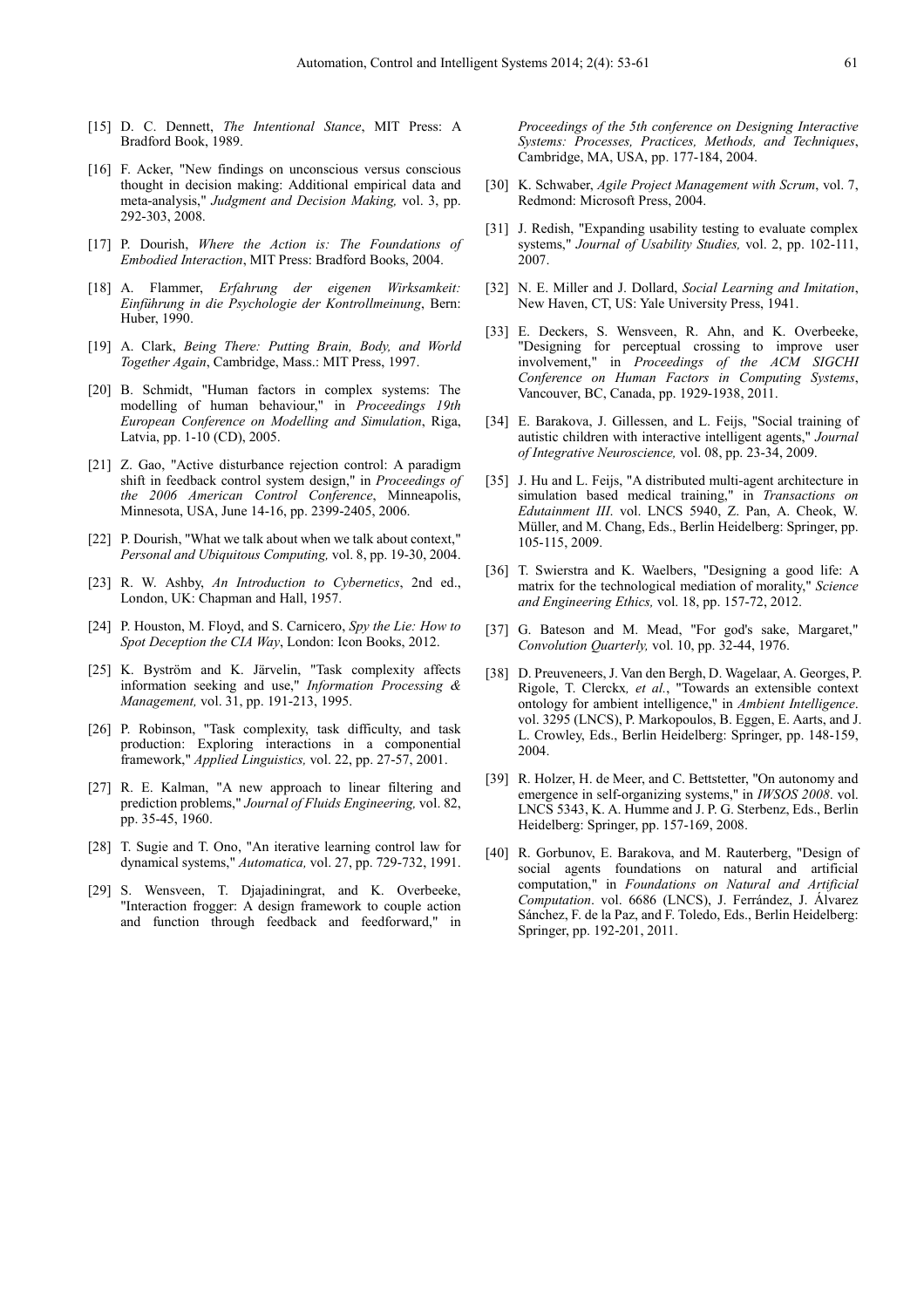[15] D. C. Dennett, *The Intentional Stance*, MIT Press: A Bradford Book, 1989.

[16] F. Acker, "New findings on unconscious versus conscious thought in decision making: Additional empirical data and meta-analysis," *Judgment and Decision Making,* vol. 3, pp. 292-303, 2008.

[17] P. Dourish, *Where the Action is: The Foundations of Embodied Interaction*, MIT Press: Bradford Books, 2004.

[18] A. Flammer, *Erfahrung der eigenen Wirksamkeit: Einführung in die Psychologie der Kontrollmeinung*, Bern: Huber, 1990.

[19] A. Clark, *Being There: Putting Brain, Body, and World Together Again*, Cambridge, Mass.: MIT Press, 1997.

[20] B. Schmidt, "Human factors in complex systems: The modelling of human behaviour," in *Proceedings 19th European Conference on Modelling and Simulation*, Riga, Latvia, pp. 1-10 (CD), 2005.

[21] Z. Gao, "Active disturbance rejection control: A paradigm shift in feedback control system design," in *Proceedings of the 2006 American Control Conference*, Minneapolis, Minnesota, USA, June 14-16, pp. 2399-2405, 2006.

[22] P. Dourish, "What we talk about when we talk about context," *Personal and Ubiquitous Computing,* vol. 8, pp. 19-30, 2004.

[23] R. W. Ashby, *An Introduction to Cybernetics*, 2nd ed., London, UK: Chapman and Hall, 1957.

[24] P. Houston, M. Floyd, and S. Carnicero, *Spy the Lie: How to Spot Deception the CIA Way*, London: Icon Books, 2012.

[25] K. Byström and K. Järvelin, "Task complexity affects information seeking and use," *Information Processing & Management,* vol. 31, pp. 191-213, 1995.

[26] P. Robinson, "Task complexity, task difficulty, and task production: Exploring interactions in a componential framework," *Applied Linguistics,* vol. 22, pp. 27-57, 2001.

[27] R. E. Kalman, "A new approach to linear filtering and prediction problems," *Journal of Fluids Engineering,* vol. 82, pp. 35-45, 1960.

[28] T. Sugie and T. Ono, "An iterative learning control law for dynamical systems," *Automatica,* vol. 27, pp. 729-732, 1991.

[29] S. Wensveen, T. Djajadiningrat, and K. Overbeeke, "Interaction frogger: A design framework to couple action and function through feedback and feedforward," in *Proceedings of the 5th conference on Designing Interactive Systems: Processes, Practices, Methods, and Techniques*, Cambridge, MA, USA, pp. 177-184, 2004.

[30] K. Schwaber, *Agile Project Management with Scrum*, vol. 7, Redmond: Microsoft Press, 2004.

[31] J. Redish, "Expanding usability testing to evaluate complex systems," *Journal of Usability Studies,* vol. 2, pp. 102-111, 2007.

[32] N. E. Miller and J. Dollard, *Social Learning and Imitation*, New Haven, CT, US: Yale University Press, 1941.

[33] E. Deckers, S. Wensveen, R. Ahn, and K. Overbeeke, "Designing for perceptual crossing to improve user involvement," in *Proceedings of the ACM SIGCHI Conference on Human Factors in Computing Systems*, Vancouver, BC, Canada, pp. 1929-1938, 2011.

[34] E. Barakova, J. Gillessen, and L. Feijs, "Social training of autistic children with interactive intelligent agents," *Journal of Integrative Neuroscience,* vol. 08, pp. 23-34, 2009.

[35] J. Hu and L. Feijs, "A distributed multi-agent architecture in simulation based medical training," in *Transactions on Edutainment III*. vol. LNCS 5940, Z. Pan, A. Cheok, W. Müller, and M. Chang, Eds., Berlin Heidelberg: Springer, pp. 105-115, 2009.

[36] T. Swierstra and K. Waelbers, "Designing a good life: A matrix for the technological mediation of morality," *Science and Engineering Ethics,* vol. 18, pp. 157-72, 2012.

[37] G. Bateson and M. Mead, "For god's sake, Margaret," *Convolution Quarterly,* vol. 10, pp. 32-44, 1976.

[38] D. Preuveneers, J. Van den Bergh, D. Wagelaar, A. Georges, P. Rigole, T. Clerckx*, et al.*, "Towards an extensible context ontology for ambient intelligence," in *Ambient Intelligence*. vol. 3295 (LNCS), P. Markopoulos, B. Eggen, E. Aarts, and J. L. Crowley, Eds., Berlin Heidelberg: Springer, pp. 148-159, 2004.

[39] R. Holzer, H. de Meer, and C. Bettstetter, "On autonomy and emergence in self-organizing systems," in *IWSOS 2008*. vol. LNCS 5343, K. A. Humme and J. P. G. Sterbenz, Eds., Berlin Heidelberg: Springer, pp. 157-169, 2008.

[40] R. Gorbunov, E. Barakova, and M. Rauterberg, "Design of social agents foundations on natural and artificial computation," in *Foundations on Natural and Artificial Computation*. vol. 6686 (LNCS), J. Ferrández, J. Álvarez Sánchez, F. de la Paz, and F. Toledo, Eds., Berlin Heidelberg: Springer, pp. 192-201, 2011.